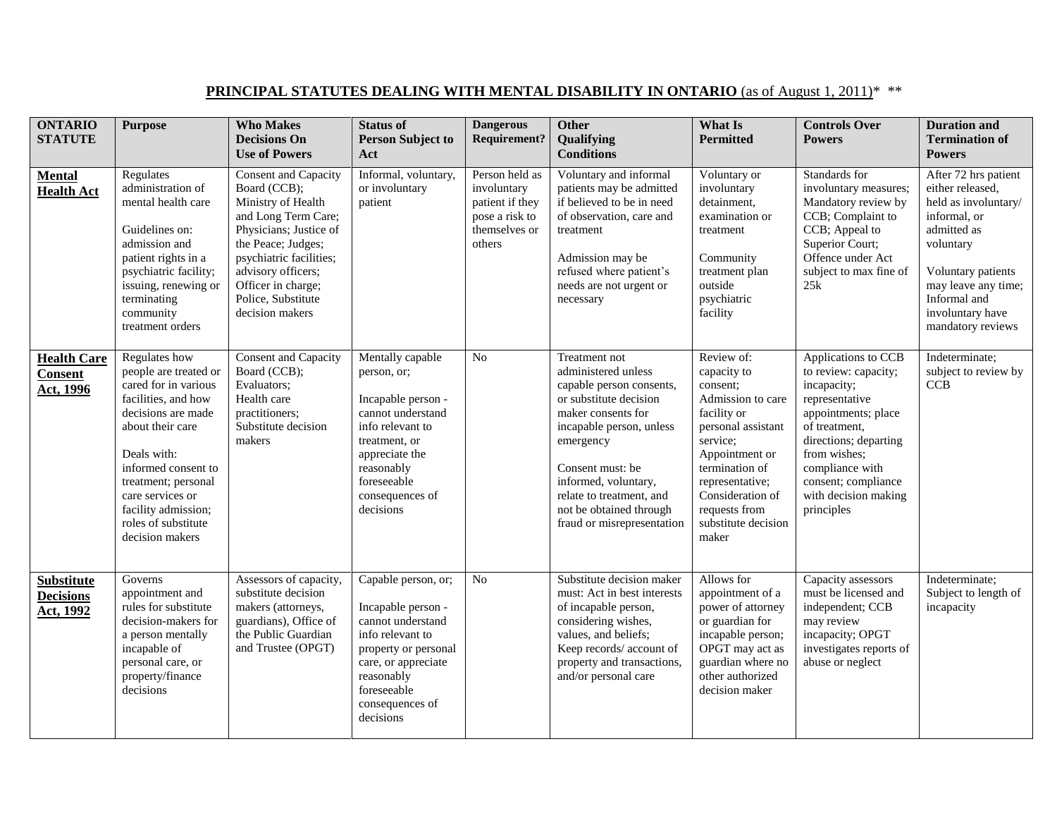# **PRINCIPAL STATUTES DEALING WITH MENTAL DISABILITY IN ONTARIO** (as of August 1, 2011)* **

| ONTARIO STATUTE | Purpose | Who Makes Decisions On Use of Powers | Status of Person Subject to Act | Dangerous Requirement? | Other Qualifying Conditions | What Is Permitted | Controls Over Powers | Duration and Termination of Powers |
|---|---|---|---|---|---|---|---|---|
| **Mental Health Act** | Regulates administration of mental health care<br><br>Guidelines on: admission and patient rights in a psychiatric facility; issuing, renewing or terminating community treatment orders | Consent and Capacity Board (CCB); Ministry of Health and Long Term Care; Physicians; Justice of the Peace; Judges; psychiatric facilities; advisory officers; Officer in charge; Police, Substitute decision makers | Informal, voluntary, or involuntary patient | Person held as involuntary patient if they pose a risk to themselves or others | Voluntary and informal patients may be admitted if believed to be in need of observation, care and treatment<br><br>Admission may be refused where patient's needs are not urgent or necessary | Voluntary or involuntary detainment, examination or treatment<br><br>Community treatment plan outside psychiatric facility | Standards for involuntary measures; Mandatory review by CCB; Complaint to CCB; Appeal to Superior Court; Offence under Act subject to max fine of 25k | After 72 hrs patient either released, held as involuntary/ informal, or admitted as voluntary<br><br>Voluntary patients may leave any time; Informal and involuntary have mandatory reviews |
| **Health Care Consent Act, 1996** | Regulates how people are treated or cared for in various facilities, and how decisions are made about their care<br><br>Deals with: informed consent to treatment; personal care services or facility admission; roles of substitute decision makers | Consent and Capacity Board (CCB); Evaluators; Health care practitioners; Substitute decision makers | Mentally capable person, or;<br><br>Incapable person - cannot understand info relevant to treatment, or appreciate the reasonably foreseeable consequences of decisions | No | Treatment not administered unless capable person consents, or substitute decision maker consents for incapable person, unless emergency<br><br>Consent must: be informed, voluntary, relate to treatment, and not be obtained through fraud or misrepresentation | Review of: capacity to consent; Admission to care facility or personal assistant service; Appointment or termination of representative; Consideration of requests from substitute decision maker | Applications to CCB to review: capacity; incapacity; representative appointments; place of treatment, directions; departing from wishes; compliance with consent; compliance with decision making principles | Indeterminate; subject to review by CCB |
| **Substitute Decisions Act, 1992** | Governs appointment and rules for substitute decision-makers for a person mentally incapable of personal care, or property/finance decisions | Assessors of capacity, substitute decision makers (attorneys, guardians), Office of the Public Guardian and Trustee (OPGT) | Capable person, or;<br><br>Incapable person - cannot understand info relevant to property or personal care, or appreciate reasonably foreseeable consequences of decisions | No | Substitute decision maker must: Act in best interests of incapable person, considering wishes, values, and beliefs; Keep records/ account of property and transactions, and/or personal care | Allows for appointment of a power of attorney or guardian for incapable person; OPGT may act as guardian where no other authorized decision maker | Capacity assessors must be licensed and independent; CCB may review incapacity; OPGT investigates reports of abuse or neglect | Indeterminate; Subject to length of incapacity |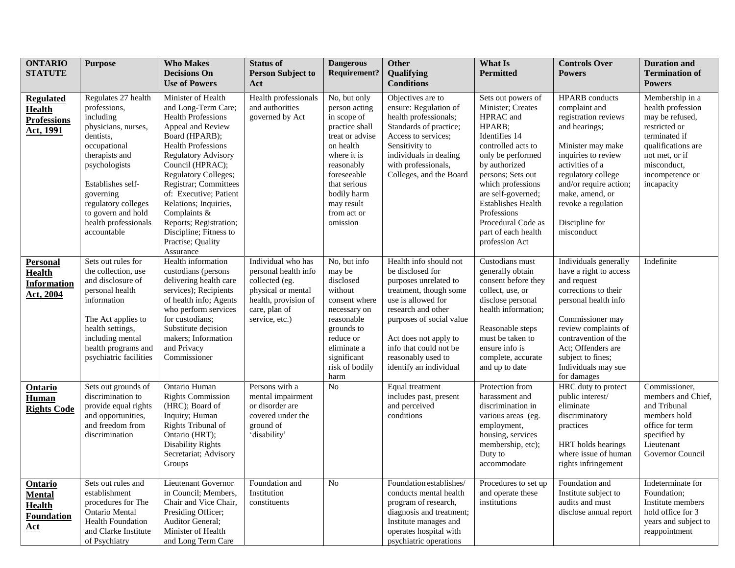| ONTARIO STATUTE | Purpose | Who Makes Decisions On Use of Powers | Status of Person Subject to Act | Dangerous Requirement? | Other Qualifying Conditions | What Is Permitted | Controls Over Powers | Duration and Termination of Powers |
|---|---|---|---|---|---|---|---|---|
| **Regulated Health Professions Act, 1991** | Regulates 27 health professions, including physicians, nurses, dentists, occupational therapists and psychologists<br><br>Establishes self-governing regulatory colleges to govern and hold health professionals accountable | Minister of Health and Long-Term Care; Health Professions Appeal and Review Board (HPARB); Health Professions Regulatory Advisory Council (HPRAC); Regulatory Colleges; Registrar; Committees of: Executive; Patient Relations; Inquiries, Complaints & Reports; Registration; Discipline; Fitness to Practise; Quality Assurance | Health professionals and authorities governed by Act | No, but only person acting in scope of practice shall treat or advise on health where it is reasonably foreseeable that serious bodily harm may result from act or omission | Objectives are to ensure: Regulation of health professionals; Standards of practice; Access to services; Sensitivity to individuals in dealing with professionals, Colleges, and the Board | Sets out powers of Minister; Creates HPRAC and HPARB; Identifies 14 controlled acts to only be performed by authorized persons; Sets out which professions are self-governed; Establishes Health Professions Procedural Code as part of each health profession Act | HPARB conducts complaint and registration reviews and hearings;<br><br>Minister may make inquiries to review activities of a regulatory college and/or require action; make, amend, or revoke a regulation<br><br>Discipline for misconduct | Membership in a health profession may be refused, restricted or terminated if qualifications are not met, or if misconduct, incompetence or incapacity |
| **Personal Health Information Act, 2004** | Sets out rules for the collection, use and disclosure of personal health information<br><br>The Act applies to health settings, including mental health programs and psychiatric facilities | Health information custodians (persons delivering health care services); Recipients of health info; Agents who perform services for custodians; Substitute decision makers; Information and Privacy Commissioner | Individual who has personal health info collected (eg. physical or mental health, provision of care, plan of service, etc.) | No, but info may be disclosed without consent where necessary on reasonable grounds to reduce or eliminate a significant risk of bodily harm | Health info should not be disclosed for purposes unrelated to treatment, though some use is allowed for research and other purposes of social value<br><br>Act does not apply to info that could not be reasonably used to identify an individual | Custodians must generally obtain consent before they collect, use, or disclose personal health information;<br><br>Reasonable steps must be taken to ensure info is complete, accurate and up to date | Individuals generally have a right to access and request corrections to their personal health info<br><br>Commissioner may review complaints of contravention of the Act; Offenders are subject to fines; Individuals may sue for damages | Indefinite |
| **Ontario Human Rights Code** | Sets out grounds of discrimination to provide equal rights and opportunities, and freedom from discrimination | Ontario Human Rights Commission (HRC); Board of Inquiry; Human Rights Tribunal of Ontario (HRT); Disability Rights Secretariat; Advisory Groups | Persons with a mental impairment or disorder are covered under the ground of 'disability' | No | Equal treatment includes past, present and perceived conditions | Protection from harassment and discrimination in various areas (eg. employment, housing, services membership, etc); Duty to accommodate | HRC duty to protect public interest/ eliminate discriminatory practices<br><br>HRT holds hearings where issue of human rights infringement | Commissioner, members and Chief, and Tribunal members hold office for term specified by Lieutenant Governor Council |
| **Ontario Mental Health Foundation Act** | Sets out rules and establishment procedures for The Ontario Mental Health Foundation and Clarke Institute of Psychiatry | Lieutenant Governor in Council; Members, Chair and Vice Chair, Presiding Officer; Auditor General; Minister of Health and Long Term Care | Foundation and Institution constituents | No | Foundation establishes/ conducts mental health program of research, diagnosis and treatment; Institute manages and operates hospital with psychiatric operations | Procedures to set up and operate these institutions | Foundation and Institute subject to audits and must disclose annual report | Indeterminate for Foundation; Institute members hold office for 3 years and subject to reappointment |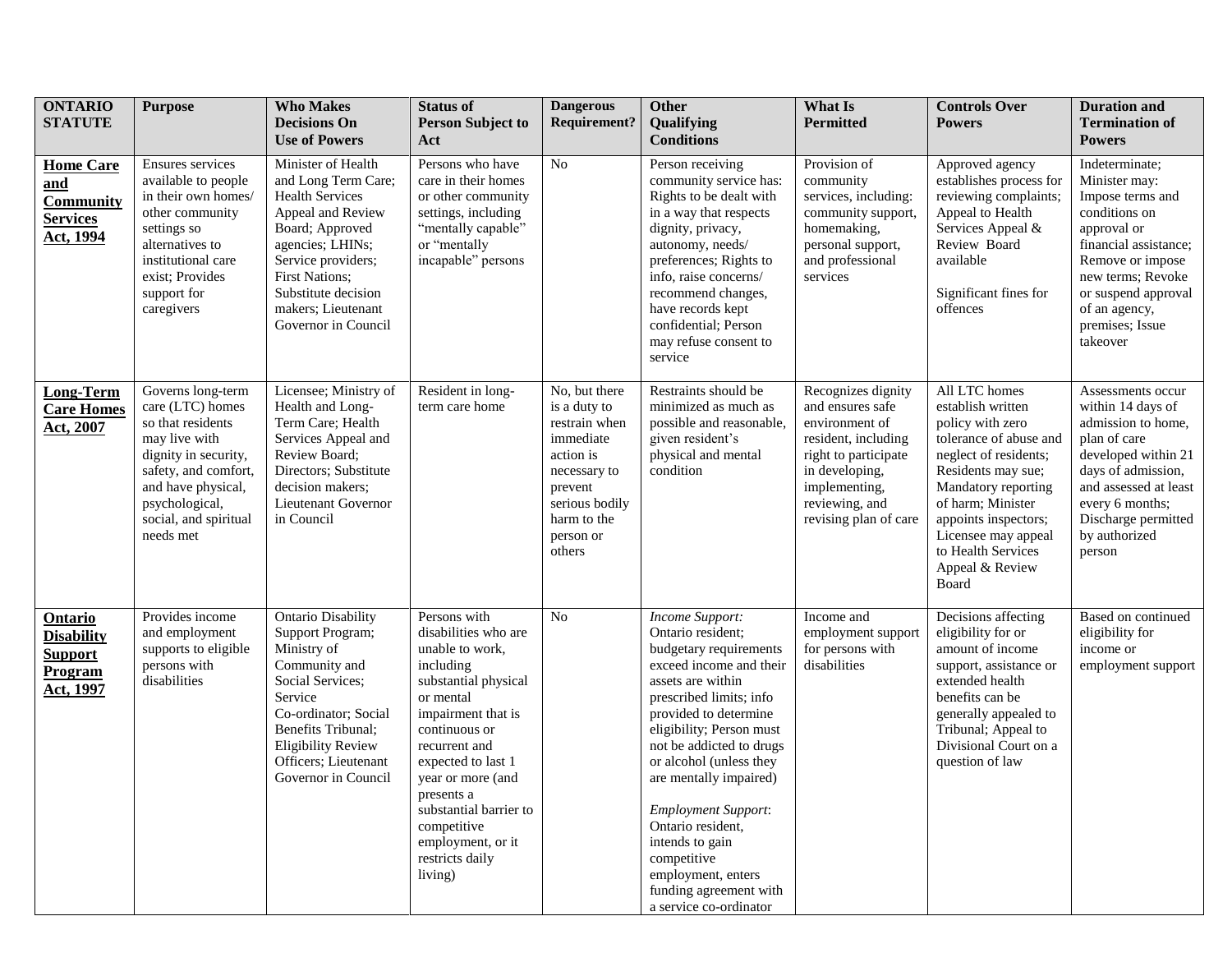| ONTARIO STATUTE | Purpose | Who Makes Decisions On Use of Powers | Status of Person Subject to Act | Dangerous Requirement? | Other Qualifying Conditions | What Is Permitted | Controls Over Powers | Duration and Termination of Powers |
|---|---|---|---|---|---|---|---|---|
| **Home Care and Community Services Act, 1994** | Ensures services available to people in their own homes/ other community settings so alternatives to institutional care exist; Provides support for caregivers | Minister of Health and Long Term Care; Health Services Appeal and Review Board; Approved agencies; LHINs; Service providers; First Nations; Substitute decision makers; Lieutenant Governor in Council | Persons who have care in their homes or other community settings, including "mentally capable" or "mentally incapable" persons | No | Person receiving community service has: Rights to be dealt with in a way that respects dignity, privacy, autonomy, needs/ preferences; Rights to info, raise concerns/ recommend changes, have records kept confidential; Person may refuse consent to service | Provision of community services, including: community support, homemaking, personal support, and professional services | Approved agency establishes process for reviewing complaints; Appeal to Health Services Appeal & Review Board available<br><br>Significant fines for offences | Indeterminate; Minister may: Impose terms and conditions on approval or financial assistance; Remove or impose new terms; Revoke or suspend approval of an agency, premises; Issue takeover |
| **Long-Term Care Homes Act, 2007** | Governs long-term care (LTC) homes so that residents may live with dignity in security, safety, and comfort, and have physical, psychological, social, and spiritual needs met | Licensee; Ministry of Health and Long-Term Care; Health Services Appeal and Review Board; Directors; Substitute decision makers; Lieutenant Governor in Council | Resident in long-term care home | No, but there is a duty to restrain when immediate action is necessary to prevent serious bodily harm to the person or others | Restraints should be minimized as much as possible and reasonable, given resident's physical and mental condition | Recognizes dignity and ensures safe environment of resident, including right to participate in developing, implementing, reviewing, and revising plan of care | All LTC homes establish written policy with zero tolerance of abuse and neglect of residents; Residents may sue; Mandatory reporting of harm; Minister appoints inspectors; Licensee may appeal to Health Services Appeal & Review Board | Assessments occur within 14 days of admission to home, plan of care developed within 21 days of admission, and assessed at least every 6 months; Discharge permitted by authorized person |
| **Ontario Disability Support Program Act, 1997** | Provides income and employment supports to eligible persons with disabilities | Ontario Disability Support Program; Ministry of Community and Social Services; Service Co-ordinator; Social Benefits Tribunal; Eligibility Review Officers; Lieutenant Governor in Council | Persons with disabilities who are unable to work, including substantial physical or mental impairment that is continuous or recurrent and expected to last 1 year or more (and presents a substantial barrier to competitive employment, or it restricts daily living) | No | *Income Support:* Ontario resident; budgetary requirements exceed income and their assets are within prescribed limits; info provided to determine eligibility; Person must not be addicted to drugs or alcohol (unless they are mentally impaired)<br><br>*Employment Support*: Ontario resident, intends to gain competitive employment, enters funding agreement with a service co-ordinator | Income and employment support for persons with disabilities | Decisions affecting eligibility for or amount of income support, assistance or extended health benefits can be generally appealed to Tribunal; Appeal to Divisional Court on a question of law | Based on continued eligibility for income or employment support |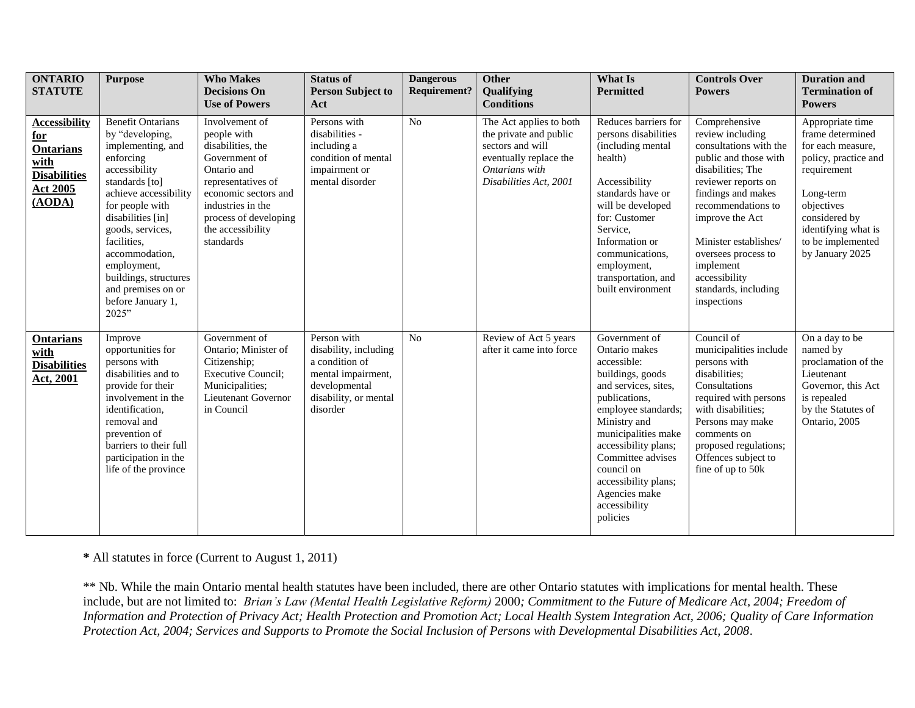| ONTARIO STATUTE | Purpose | Who Makes Decisions On Use of Powers | Status of Person Subject to Act | Dangerous Requirement? | Other Qualifying Conditions | What Is Permitted | Controls Over Powers | Duration and Termination of Powers |
|---|---|---|---|---|---|---|---|---|
| **Accessibility for Ontarians with Disabilities Act 2005 (AODA)** | Benefit Ontarians by "developing, implementing, and enforcing accessibility standards [to] achieve accessibility for people with disabilities [in] goods, services, facilities, accommodation, employment, buildings, structures and premises on or before January 1, 2025" | Involvement of people with disabilities, the Government of Ontario and representatives of economic sectors and industries in the process of developing the accessibility standards | Persons with disabilities - including a condition of mental impairment or mental disorder | No | The Act applies to both the private and public sectors and will eventually replace the *Ontarians with Disabilities Act, 2001* | Reduces barriers for persons disabilities (including mental health)<br><br>Accessibility standards have or will be developed for: Customer Service, Information or communications, employment, transportation, and built environment | Comprehensive review including consultations with the public and those with disabilities; The reviewer reports on findings and makes recommendations to improve the Act<br><br>Minister establishes/ oversees process to implement accessibility standards, including inspections | Appropriate time frame determined for each measure, policy, practice and requirement<br><br>Long-term objectives considered by identifying what is to be implemented by January 2025 |
| **Ontarians with Disabilities Act, 2001** | Improve opportunities for persons with disabilities and to provide for their involvement in the identification, removal and prevention of barriers to their full participation in the life of the province | Government of Ontario; Minister of Citizenship; Executive Council; Municipalities; Lieutenant Governor in Council | Person with disability, including a condition of mental impairment, developmental disability, or mental disorder | No | Review of Act 5 years after it came into force | Government of Ontario makes accessible: buildings, goods and services, sites, publications, employee standards; Ministry and municipalities make accessibility plans; Committee advises council on accessibility plans; Agencies make accessibility policies | Council of municipalities include persons with disabilities; Consultations required with persons with disabilities; Persons may make comments on proposed regulations; Offences subject to fine of up to 50k | On a day to be named by proclamation of the Lieutenant Governor, this Act is repealed by the Statutes of Ontario, 2005 |

**\*** All statutes in force (Current to August 1, 2011)

** Nb. While the main Ontario mental health statutes have been included, there are other Ontario statutes with implications for mental health. These include, but are not limited to: *Brian's Law (Mental Health Legislative Reform)* 2000*; Commitment to the Future of Medicare Act, 2004; Freedom of Information and Protection of Privacy Act; Health Protection and Promotion Act; Local Health System Integration Act, 2006; Quality of Care Information Protection Act, 2004; Services and Supports to Promote the Social Inclusion of Persons with Developmental Disabilities Act, 2008*.